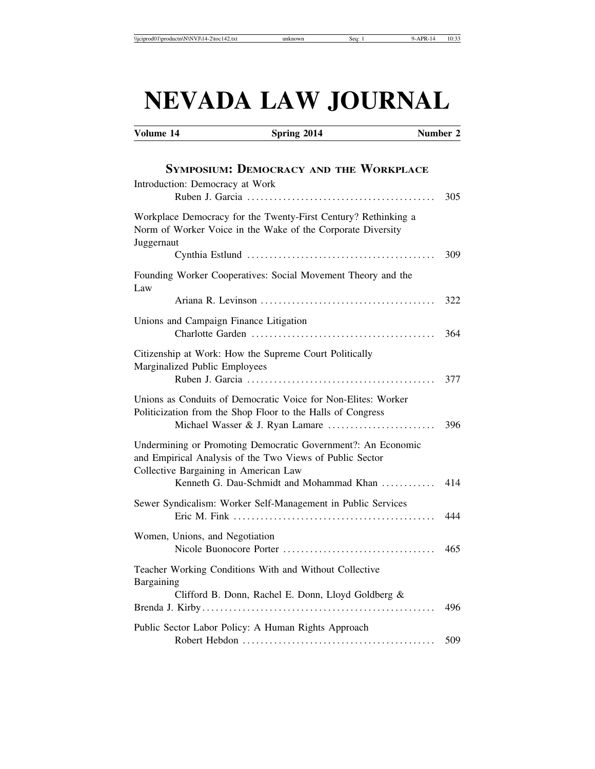# NEVADA LAW JOURNAL

**Volume 14** **Spring 2014** **Number 2**

## SYMPOSIUM: DEMOCRACY AND THE WORKPLACE

Introduction: Democracy at Work
Ruben J. Garcia .......................................... 305

Workplace Democracy for the Twenty-First Century? Rethinking a Norm of Worker Voice in the Wake of the Corporate Diversity Juggernaut
Cynthia Estlund .......................................... 309

Founding Worker Cooperatives: Social Movement Theory and the Law
Ariana R. Levinson ....................................... 322

Unions and Campaign Finance Litigation
Charlotte Garden ......................................... 364

Citizenship at Work: How the Supreme Court Politically Marginalized Public Employees
Ruben J. Garcia .......................................... 377

Unions as Conduits of Democratic Voice for Non-Elites: Worker Politicization from the Shop Floor to the Halls of Congress
Michael Wasser & J. Ryan Lamare ........................ 396

Undermining or Promoting Democratic Government?: An Economic and Empirical Analysis of the Two Views of Public Sector Collective Bargaining in American Law
Kenneth G. Dau-Schmidt and Mohammad Khan ............ 414

Sewer Syndicalism: Worker Self-Management in Public Services
Eric M. Fink ............................................. 444

Women, Unions, and Negotiation
Nicole Buonocore Porter .................................. 465

Teacher Working Conditions With and Without Collective Bargaining
Clifford B. Donn, Rachel E. Donn, Lloyd Goldberg & Brenda J. Kirby ................................................... 496

Public Sector Labor Policy: A Human Rights Approach
Robert Hebdon ........................................... 509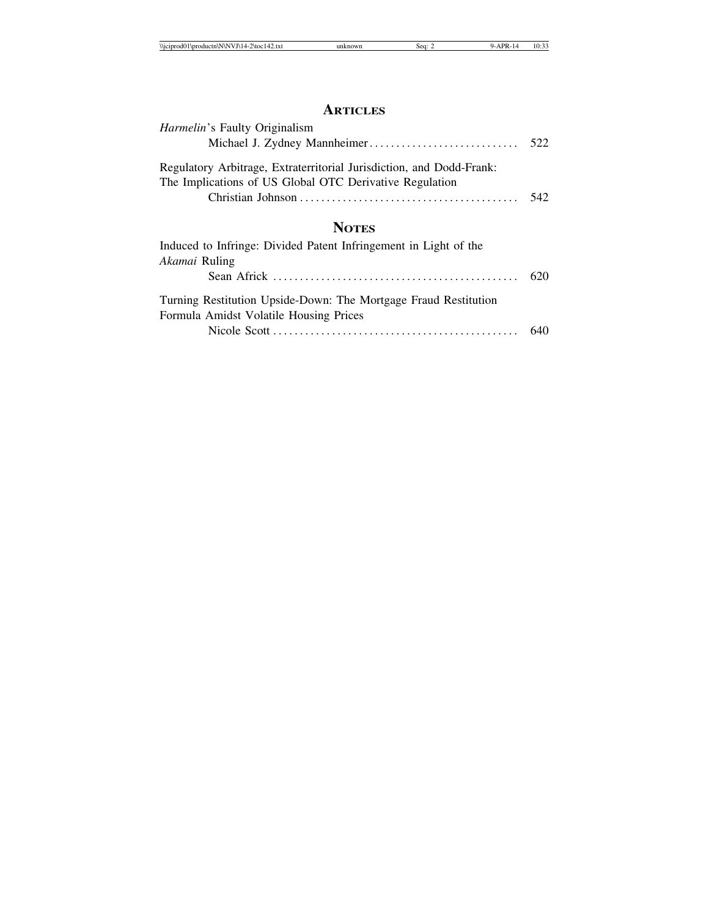## ARTICLES

*Harmelin*'s Faulty Originalism
Michael J. Zydney Mannheimer . . . . . . . . . . . . . . . . . . . . . . . . . . . . 522

Regulatory Arbitrage, Extraterritorial Jurisdiction, and Dodd-Frank: The Implications of US Global OTC Derivative Regulation
Christian Johnson . . . . . . . . . . . . . . . . . . . . . . . . . . . . . . . . . . . . . . . . . 542

## NOTES

Induced to Infringe: Divided Patent Infringement in Light of the *Akamai* Ruling
Sean Africk . . . . . . . . . . . . . . . . . . . . . . . . . . . . . . . . . . . . . . . . . . . . . 620

Turning Restitution Upside-Down: The Mortgage Fraud Restitution Formula Amidst Volatile Housing Prices
Nicole Scott . . . . . . . . . . . . . . . . . . . . . . . . . . . . . . . . . . . . . . . . . . . . . 640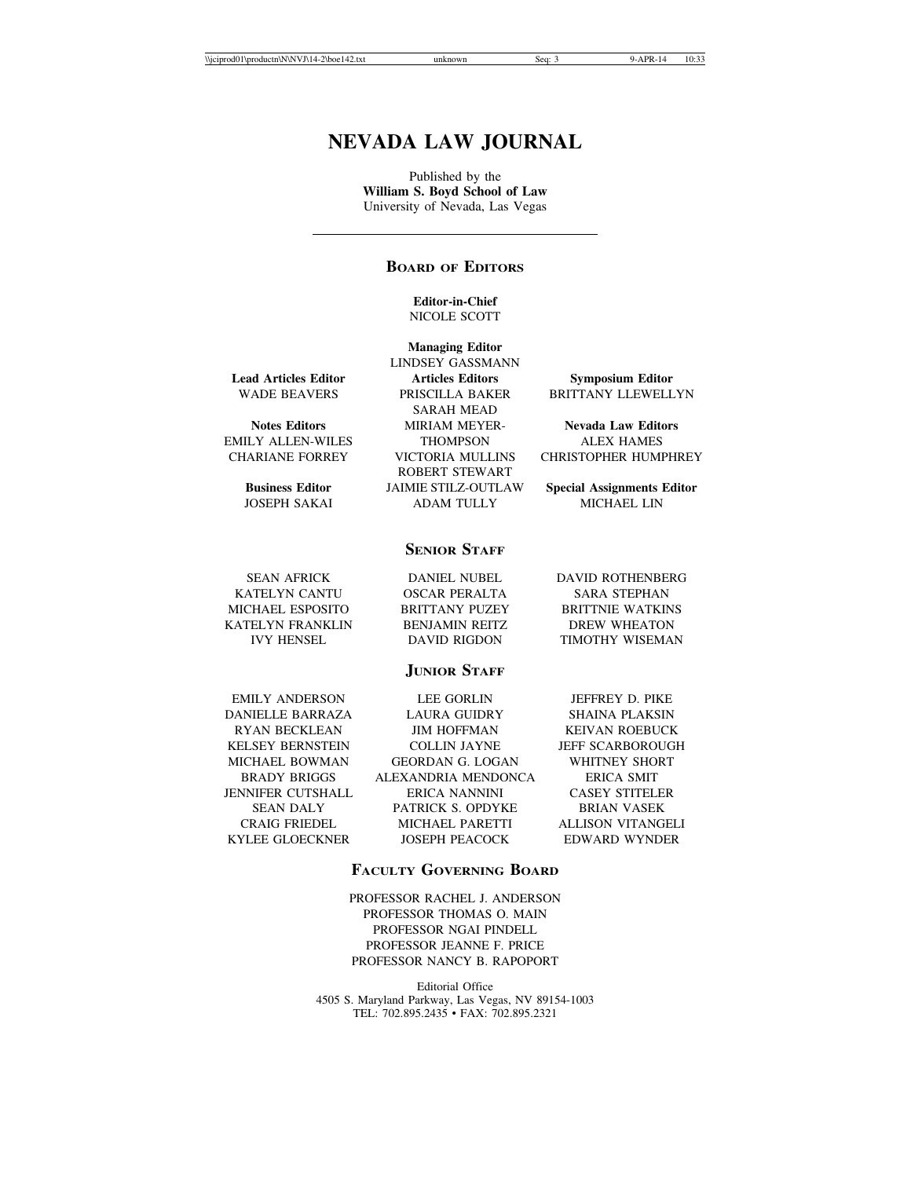# NEVADA LAW JOURNAL

Published by the
**William S. Boyd School of Law**
University of Nevada, Las Vegas

---

## BOARD OF EDITORS

**Editor-in-Chief**
NICOLE SCOTT

**Managing Editor**
LINDSEY GASSMANN

**Lead Articles Editor**
WADE BEAVERS

**Articles Editors**
PRISCILLA BAKER
SARAH MEAD
MIRIAM MEYER-THOMPSON
VICTORIA MULLINS
ROBERT STEWART
JAIMIE STILZ-OUTLAW
ADAM TULLY

**Symposium Editor**
BRITTANY LLEWELLYN

**Notes Editors**
EMILY ALLEN-WILES
CHARIANE FORREY

**Nevada Law Editors**
ALEX HAMES
CHRISTOPHER HUMPHREY

**Business Editor**
JOSEPH SAKAI

**Special Assignments Editor**
MICHAEL LIN

## SENIOR STAFF

SEAN AFRICK
KATELYN CANTU
MICHAEL ESPOSITO
KATELYN FRANKLIN
IVY HENSEL
DANIEL NUBEL
OSCAR PERALTA
BRITTANY PUZEY
BENJAMIN REITZ
DAVID RIGDON
DAVID ROTHENBERG
SARA STEPHAN
BRITTNIE WATKINS
DREW WHEATON
TIMOTHY WISEMAN

## JUNIOR STAFF

EMILY ANDERSON
DANIELLE BARRAZA
RYAN BECKLEAN
KELSEY BERNSTEIN
MICHAEL BOWMAN
BRADY BRIGGS
JENNIFER CUTSHALL
SEAN DALY
CRAIG FRIEDEL
KYLEE GLOECKNER
LEE GORLIN
LAURA GUIDRY
JIM HOFFMAN
COLLIN JAYNE
GEORDAN G. LOGAN
ALEXANDRIA MENDONCA
ERICA NANNINI
PATRICK S. OPDYKE
MICHAEL PARETTI
JOSEPH PEACOCK
JEFFREY D. PIKE
SHAINA PLAKSIN
KEIVAN ROEBUCK
JEFF SCARBOROUGH
WHITNEY SHORT
ERICA SMIT
CASEY STITELER
BRIAN VASEK
ALLISON VITANGELI
EDWARD WYNDER

## FACULTY GOVERNING BOARD

PROFESSOR RACHEL J. ANDERSON
PROFESSOR THOMAS O. MAIN
PROFESSOR NGAI PINDELL
PROFESSOR JEANNE F. PRICE
PROFESSOR NANCY B. RAPOPORT

Editorial Office
4505 S. Maryland Parkway, Las Vegas, NV 89154-1003
TEL: 702.895.2435 • FAX: 702.895.2321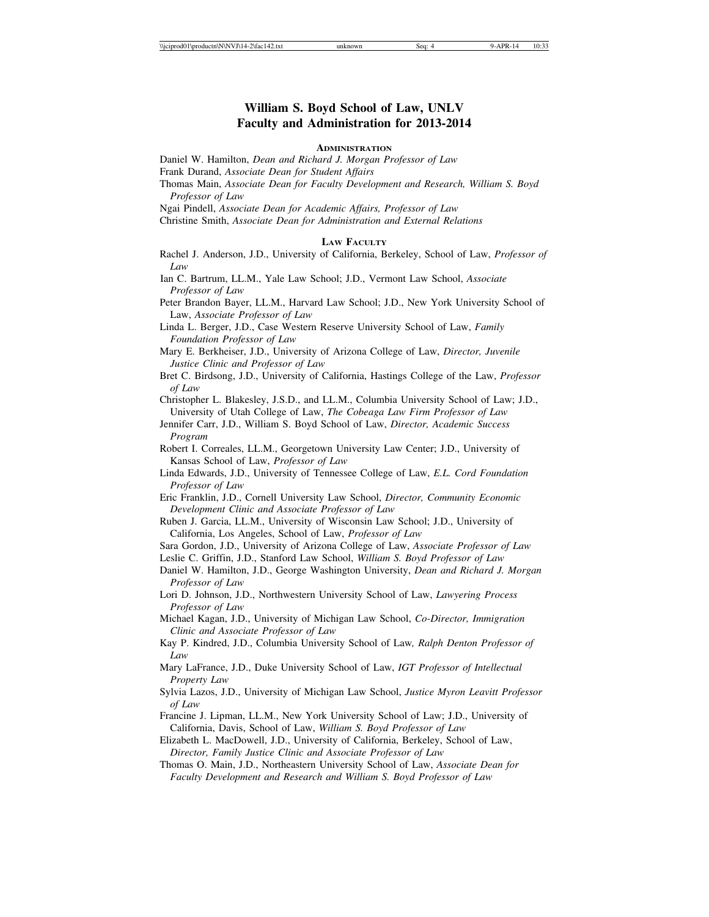# William S. Boyd School of Law, UNLV
# Faculty and Administration for 2013-2014

## Administration

Daniel W. Hamilton, *Dean and Richard J. Morgan Professor of Law*

Frank Durand, *Associate Dean for Student Affairs*

Thomas Main, *Associate Dean for Faculty Development and Research, William S. Boyd Professor of Law*

Ngai Pindell, *Associate Dean for Academic Affairs, Professor of Law*

Christine Smith, *Associate Dean for Administration and External Relations*

## Law Faculty

Rachel J. Anderson, J.D., University of California, Berkeley, School of Law, *Professor of Law*

Ian C. Bartrum, LL.M., Yale Law School; J.D., Vermont Law School, *Associate Professor of Law*

Peter Brandon Bayer, LL.M., Harvard Law School; J.D., New York University School of Law, *Associate Professor of Law*

Linda L. Berger, J.D., Case Western Reserve University School of Law, *Family Foundation Professor of Law*

Mary E. Berkheiser, J.D., University of Arizona College of Law, *Director, Juvenile Justice Clinic and Professor of Law*

Bret C. Birdsong, J.D., University of California, Hastings College of the Law, *Professor of Law*

Christopher L. Blakesley, J.S.D., and LL.M., Columbia University School of Law; J.D., University of Utah College of Law, *The Cobeaga Law Firm Professor of Law*

Jennifer Carr, J.D., William S. Boyd School of Law, *Director, Academic Success Program*

Robert I. Correales, LL.M., Georgetown University Law Center; J.D., University of Kansas School of Law, *Professor of Law*

Linda Edwards, J.D., University of Tennessee College of Law, *E.L. Cord Foundation Professor of Law*

Eric Franklin, J.D., Cornell University Law School, *Director, Community Economic Development Clinic and Associate Professor of Law*

Ruben J. Garcia, LL.M., University of Wisconsin Law School; J.D., University of California, Los Angeles, School of Law, *Professor of Law*

Sara Gordon, J.D., University of Arizona College of Law, *Associate Professor of Law*

Leslie C. Griffin, J.D., Stanford Law School, *William S. Boyd Professor of Law*

Daniel W. Hamilton, J.D., George Washington University, *Dean and Richard J. Morgan Professor of Law*

Lori D. Johnson, J.D., Northwestern University School of Law, *Lawyering Process Professor of Law*

Michael Kagan, J.D., University of Michigan Law School, *Co-Director, Immigration Clinic and Associate Professor of Law*

Kay P. Kindred, J.D., Columbia University School of Law*, Ralph Denton Professor of Law*

Mary LaFrance, J.D., Duke University School of Law, *IGT Professor of Intellectual Property Law*

Sylvia Lazos, J.D., University of Michigan Law School, *Justice Myron Leavitt Professor of Law*

Francine J. Lipman, LL.M., New York University School of Law; J.D., University of California, Davis, School of Law, *William S. Boyd Professor of Law*

Elizabeth L. MacDowell, J.D., University of California, Berkeley, School of Law, *Director, Family Justice Clinic and Associate Professor of Law*

Thomas O. Main, J.D., Northeastern University School of Law, *Associate Dean for Faculty Development and Research and William S. Boyd Professor of Law*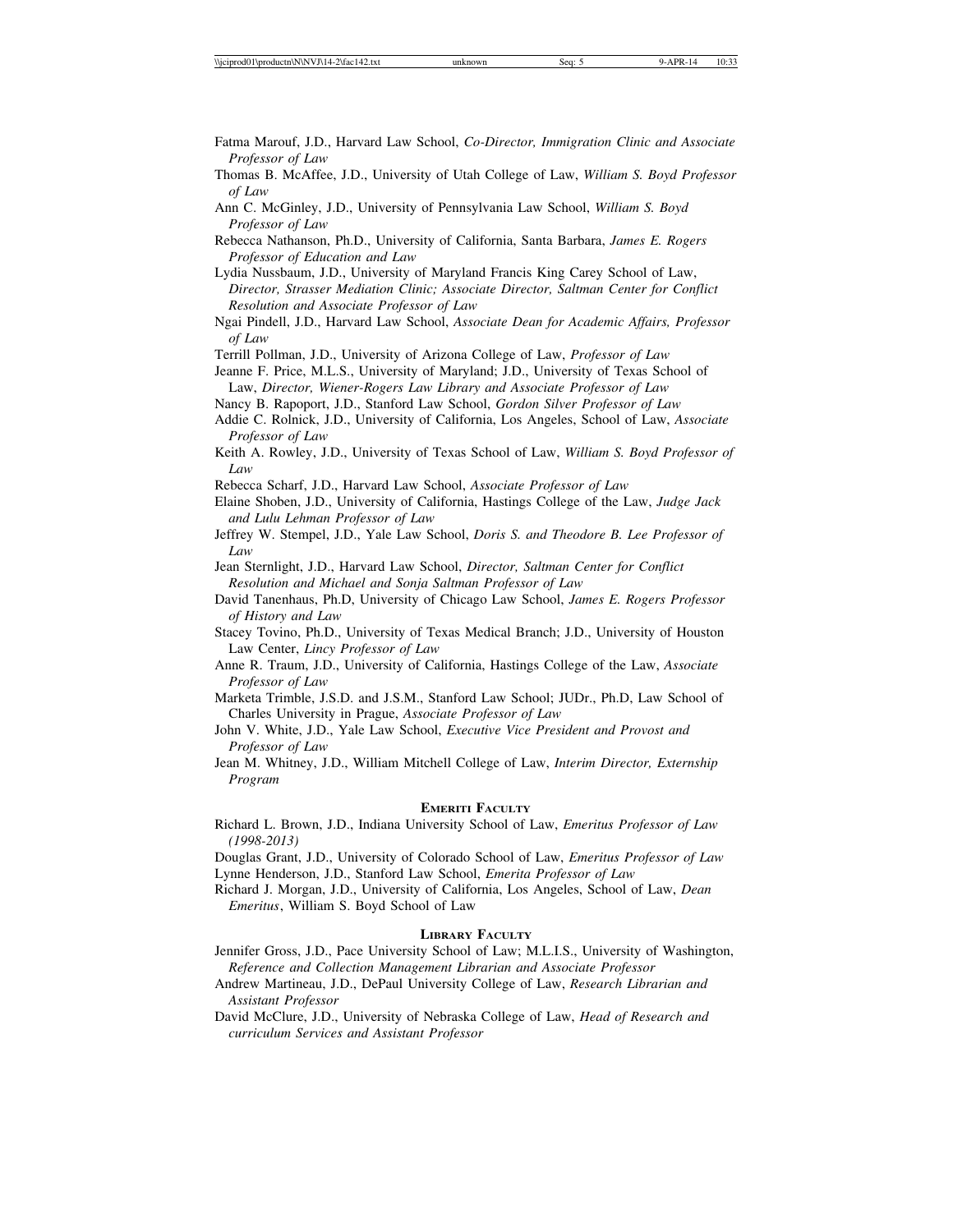Fatma Marouf, J.D., Harvard Law School, *Co-Director, Immigration Clinic and Associate Professor of Law*

Thomas B. McAffee, J.D., University of Utah College of Law, *William S. Boyd Professor of Law*

Ann C. McGinley, J.D., University of Pennsylvania Law School, *William S. Boyd Professor of Law*

Rebecca Nathanson, Ph.D., University of California, Santa Barbara, *James E. Rogers Professor of Education and Law*

Lydia Nussbaum, J.D., University of Maryland Francis King Carey School of Law, *Director, Strasser Mediation Clinic; Associate Director, Saltman Center for Conflict Resolution and Associate Professor of Law*

Ngai Pindell, J.D., Harvard Law School, *Associate Dean for Academic Affairs, Professor of Law*

Terrill Pollman, J.D., University of Arizona College of Law, *Professor of Law*

Jeanne F. Price, M.L.S., University of Maryland; J.D., University of Texas School of Law, *Director, Wiener-Rogers Law Library and Associate Professor of Law*

Nancy B. Rapoport, J.D., Stanford Law School, *Gordon Silver Professor of Law*

Addie C. Rolnick, J.D., University of California, Los Angeles, School of Law, *Associate Professor of Law*

Keith A. Rowley, J.D., University of Texas School of Law, *William S. Boyd Professor of Law*

Rebecca Scharf, J.D., Harvard Law School, *Associate Professor of Law*

Elaine Shoben, J.D., University of California, Hastings College of the Law, *Judge Jack and Lulu Lehman Professor of Law*

Jeffrey W. Stempel, J.D., Yale Law School, *Doris S. and Theodore B. Lee Professor of Law*

Jean Sternlight, J.D., Harvard Law School, *Director, Saltman Center for Conflict Resolution and Michael and Sonja Saltman Professor of Law*

David Tanenhaus, Ph.D, University of Chicago Law School, *James E. Rogers Professor of History and Law*

Stacey Tovino, Ph.D., University of Texas Medical Branch; J.D., University of Houston Law Center, *Lincy Professor of Law*

Anne R. Traum, J.D., University of California, Hastings College of the Law, *Associate Professor of Law*

Marketa Trimble, J.S.D. and J.S.M., Stanford Law School; JUDr., Ph.D, Law School of Charles University in Prague, *Associate Professor of Law*

John V. White, J.D., Yale Law School, *Executive Vice President and Provost and Professor of Law*

Jean M. Whitney, J.D., William Mitchell College of Law, *Interim Director, Externship Program*

## Emeriti Faculty

Richard L. Brown, J.D., Indiana University School of Law, *Emeritus Professor of Law (1998-2013)*

Douglas Grant, J.D., University of Colorado School of Law, *Emeritus Professor of Law*

Lynne Henderson, J.D., Stanford Law School, *Emerita Professor of Law*

Richard J. Morgan, J.D., University of California, Los Angeles, School of Law, *Dean Emeritus*, William S. Boyd School of Law

## Library Faculty

Jennifer Gross, J.D., Pace University School of Law; M.L.I.S., University of Washington, *Reference and Collection Management Librarian and Associate Professor*

Andrew Martineau, J.D., DePaul University College of Law, *Research Librarian and Assistant Professor*

David McClure, J.D., University of Nebraska College of Law, *Head of Research and curriculum Services and Assistant Professor*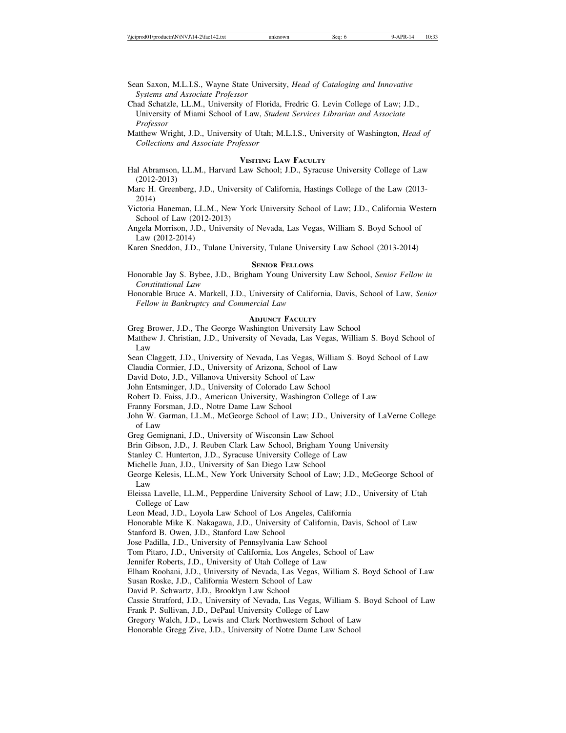Sean Saxon, M.L.I.S., Wayne State University, *Head of Cataloging and Innovative Systems and Associate Professor*

Chad Schatzle, LL.M., University of Florida, Fredric G. Levin College of Law; J.D., University of Miami School of Law, *Student Services Librarian and Associate Professor*

Matthew Wright, J.D., University of Utah; M.L.I.S., University of Washington, *Head of Collections and Associate Professor*

### Visiting Law Faculty

Hal Abramson, LL.M., Harvard Law School; J.D., Syracuse University College of Law (2012-2013)

Marc H. Greenberg, J.D., University of California, Hastings College of the Law (2013-2014)

Victoria Haneman, LL.M., New York University School of Law; J.D., California Western School of Law (2012-2013)

Angela Morrison, J.D., University of Nevada, Las Vegas, William S. Boyd School of Law (2012-2014)

Karen Sneddon, J.D., Tulane University, Tulane University Law School (2013-2014)

### Senior Fellows

Honorable Jay S. Bybee, J.D., Brigham Young University Law School, *Senior Fellow in Constitutional Law*

Honorable Bruce A. Markell, J.D., University of California, Davis, School of Law, *Senior Fellow in Bankruptcy and Commercial Law*

### Adjunct Faculty

Greg Brower, J.D., The George Washington University Law School

Matthew J. Christian, J.D., University of Nevada, Las Vegas, William S. Boyd School of Law

Sean Claggett, J.D., University of Nevada, Las Vegas, William S. Boyd School of Law

Claudia Cormier, J.D., University of Arizona, School of Law

David Doto, J.D., Villanova University School of Law

John Entsminger, J.D., University of Colorado Law School

Robert D. Faiss, J.D., American University, Washington College of Law

Franny Forsman, J.D., Notre Dame Law School

John W. Garman, LL.M., McGeorge School of Law; J.D., University of LaVerne College of Law

Greg Gemignani, J.D., University of Wisconsin Law School

Brin Gibson, J.D., J. Reuben Clark Law School, Brigham Young University

Stanley C. Hunterton, J.D., Syracuse University College of Law

Michelle Juan, J.D., University of San Diego Law School

George Kelesis, LL.M., New York University School of Law; J.D., McGeorge School of Law

Eleissa Lavelle, LL.M., Pepperdine University School of Law; J.D., University of Utah College of Law

Leon Mead, J.D., Loyola Law School of Los Angeles, California

Honorable Mike K. Nakagawa, J.D., University of California, Davis, School of Law

Stanford B. Owen, J.D., Stanford Law School

Jose Padilla, J.D., University of Pennsylvania Law School

Tom Pitaro, J.D., University of California, Los Angeles, School of Law

Jennifer Roberts, J.D., University of Utah College of Law

Elham Roohani, J.D., University of Nevada, Las Vegas, William S. Boyd School of Law

Susan Roske, J.D., California Western School of Law

David P. Schwartz, J.D., Brooklyn Law School

Cassie Stratford, J.D., University of Nevada, Las Vegas, William S. Boyd School of Law

Frank P. Sullivan, J.D., DePaul University College of Law

Gregory Walch, J.D., Lewis and Clark Northwestern School of Law

Honorable Gregg Zive, J.D., University of Notre Dame Law School